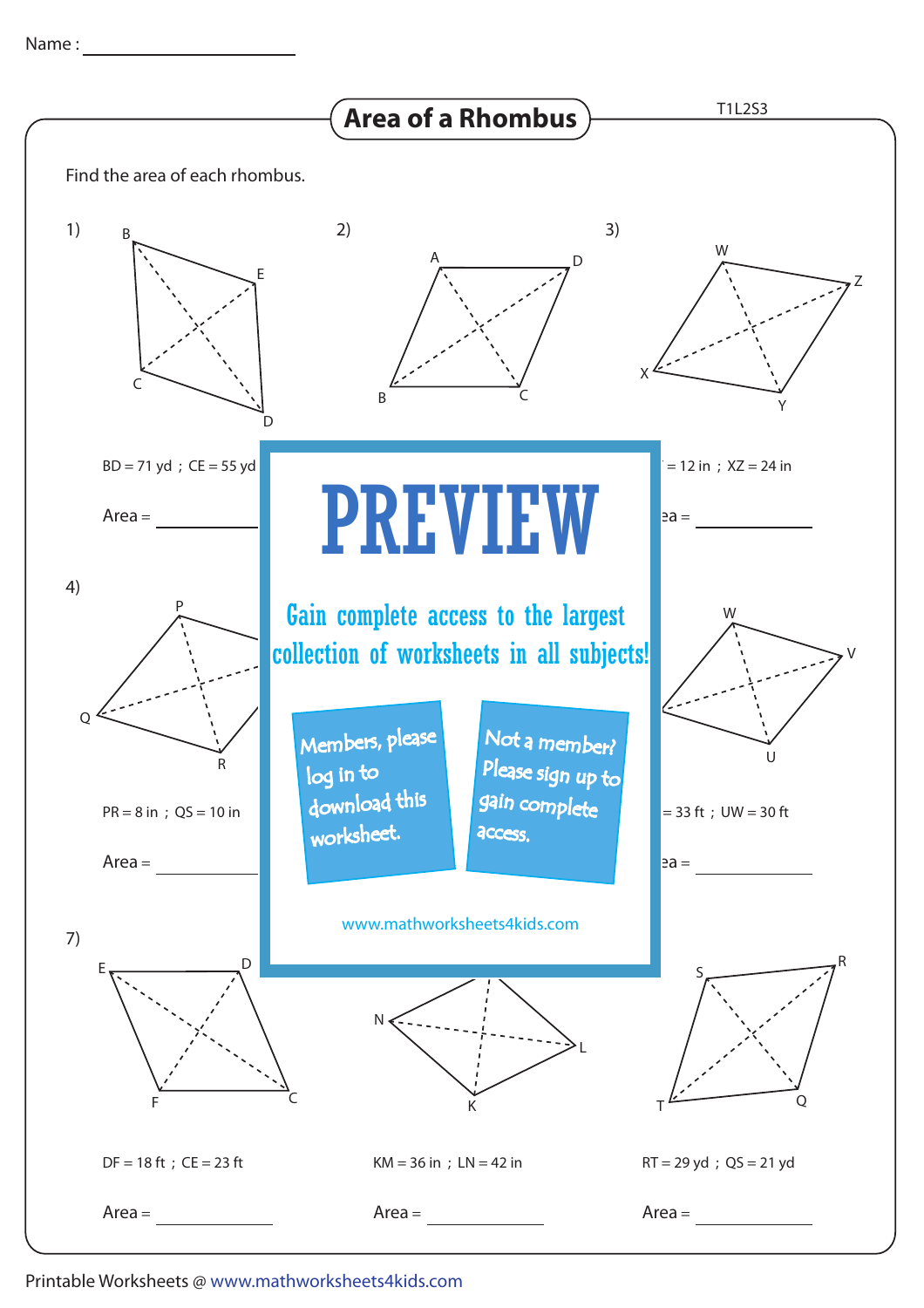Name : ____________________

# Area of a Rhombus

T1L2S3

Find the area of each rhombus.

1) BD = 71 yd ; CE = 55 yd

Area = __________

2)

3) = 12 in ; XZ = 24 in

Area = __________

4) PR = 8 in ; QS = 10 in

Area = __________

5)

6) = 33 ft ; UW = 30 ft

Area = __________

7) DF = 18 ft ; CE = 23 ft

Area = __________

8) KM = 36 in ; LN = 42 in

Area = __________

9) RT = 29 yd ; QS = 21 yd

Area = __________

PREVIEW

Gain complete access to the largest collection of worksheets in all subjects!

Members, please log in to download this worksheet.

Not a member? Please sign up to gain complete access.

www.mathworksheets4kids.com

Printable Worksheets @ www.mathworksheets4kids.com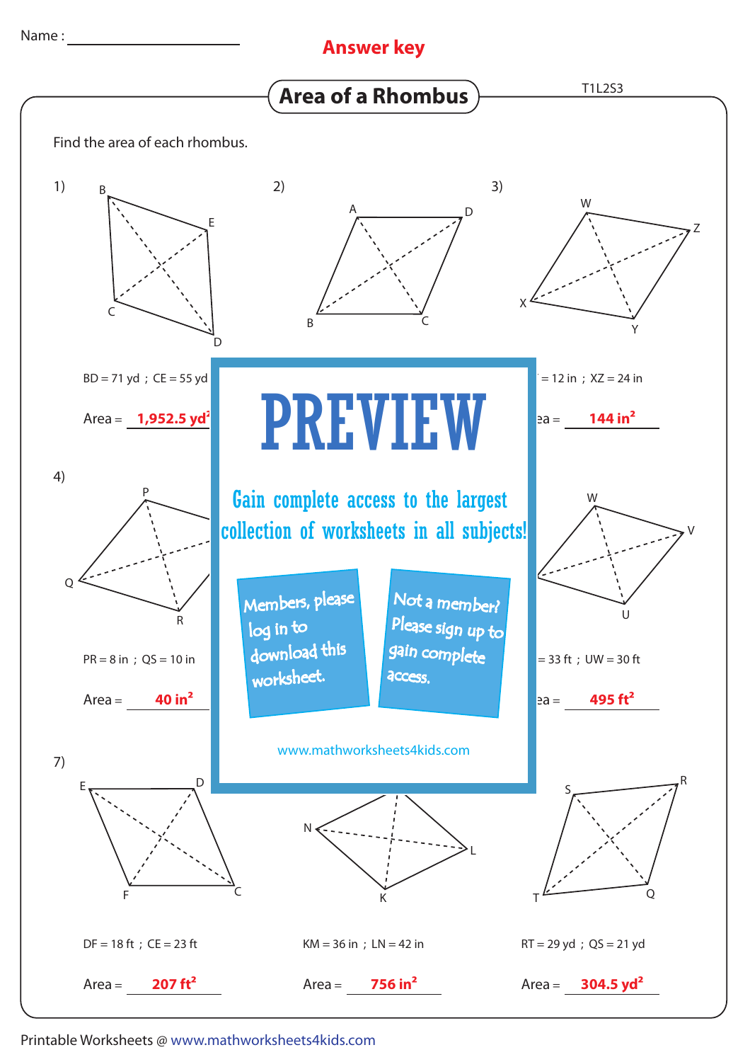Name : ____________________

**Answer key**

# Area of a Rhombus

T1L2S3

Find the area of each rhombus.

1) B, E, C, D

BD = 71 yd ; CE = 55 yd

Area = **1,952.5 $yd^2$**

2) A, D, B, C

3) W, Z, X, Y

= 12 in ; XZ = 24 in

ea = **144 $in^2$**

4) P, Q, R

PR = 8 in ; QS = 10 in

Area = **40 $in^2$**

6) W, V, U

= 33 ft ; UW = 30 ft

ea = **495 $ft^2$**

**PREVIEW**

Gain complete access to the largest collection of worksheets in all subjects!

Members, please log in to download this worksheet.

Not a member? Please sign up to gain complete access.

www.mathworksheets4kids.com

7) E, D, F, C

DF = 18 ft ; CE = 23 ft

Area = **207 $ft^2$**

8) N, L, K

KM = 36 in ; LN = 42 in

Area = **756 $in^2$**

9) S, R, T, Q

RT = 29 yd ; QS = 21 yd

Area = **304.5 $yd^2$**

Printable Worksheets @ www.mathworksheets4kids.com